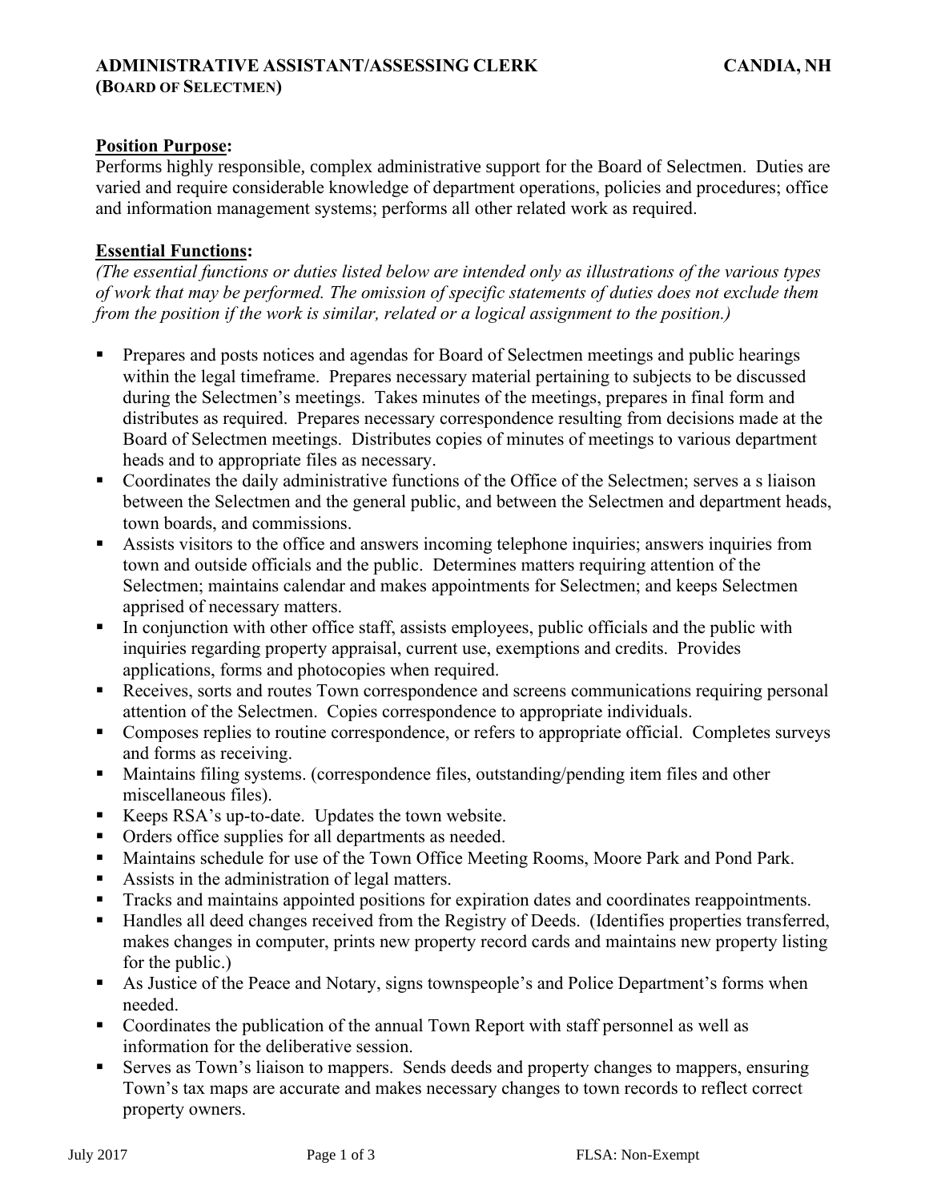**ADMINISTRATIVE ASSISTANT/ASSESSING CLERK** **CANDIA, NH**
**(BOARD OF SELECTMEN)**

**Position Purpose:**
Performs highly responsible, complex administrative support for the Board of Selectmen. Duties are varied and require considerable knowledge of department operations, policies and procedures; office and information management systems; performs all other related work as required.

**Essential Functions:**
*(The essential functions or duties listed below are intended only as illustrations of the various types of work that may be performed. The omission of specific statements of duties does not exclude them from the position if the work is similar, related or a logical assignment to the position.)*

- Prepares and posts notices and agendas for Board of Selectmen meetings and public hearings within the legal timeframe. Prepares necessary material pertaining to subjects to be discussed during the Selectmen's meetings. Takes minutes of the meetings, prepares in final form and distributes as required. Prepares necessary correspondence resulting from decisions made at the Board of Selectmen meetings. Distributes copies of minutes of meetings to various department heads and to appropriate files as necessary.
- Coordinates the daily administrative functions of the Office of the Selectmen; serves a s liaison between the Selectmen and the general public, and between the Selectmen and department heads, town boards, and commissions.
- Assists visitors to the office and answers incoming telephone inquiries; answers inquiries from town and outside officials and the public. Determines matters requiring attention of the Selectmen; maintains calendar and makes appointments for Selectmen; and keeps Selectmen apprised of necessary matters.
- In conjunction with other office staff, assists employees, public officials and the public with inquiries regarding property appraisal, current use, exemptions and credits. Provides applications, forms and photocopies when required.
- Receives, sorts and routes Town correspondence and screens communications requiring personal attention of the Selectmen. Copies correspondence to appropriate individuals.
- Composes replies to routine correspondence, or refers to appropriate official. Completes surveys and forms as receiving.
- Maintains filing systems. (correspondence files, outstanding/pending item files and other miscellaneous files).
- Keeps RSA's up-to-date. Updates the town website.
- Orders office supplies for all departments as needed.
- Maintains schedule for use of the Town Office Meeting Rooms, Moore Park and Pond Park.
- Assists in the administration of legal matters.
- Tracks and maintains appointed positions for expiration dates and coordinates reappointments.
- Handles all deed changes received from the Registry of Deeds. (Identifies properties transferred, makes changes in computer, prints new property record cards and maintains new property listing for the public.)
- As Justice of the Peace and Notary, signs townspeople's and Police Department's forms when needed.
- Coordinates the publication of the annual Town Report with staff personnel as well as information for the deliberative session.
- Serves as Town's liaison to mappers. Sends deeds and property changes to mappers, ensuring Town's tax maps are accurate and makes necessary changes to town records to reflect correct property owners.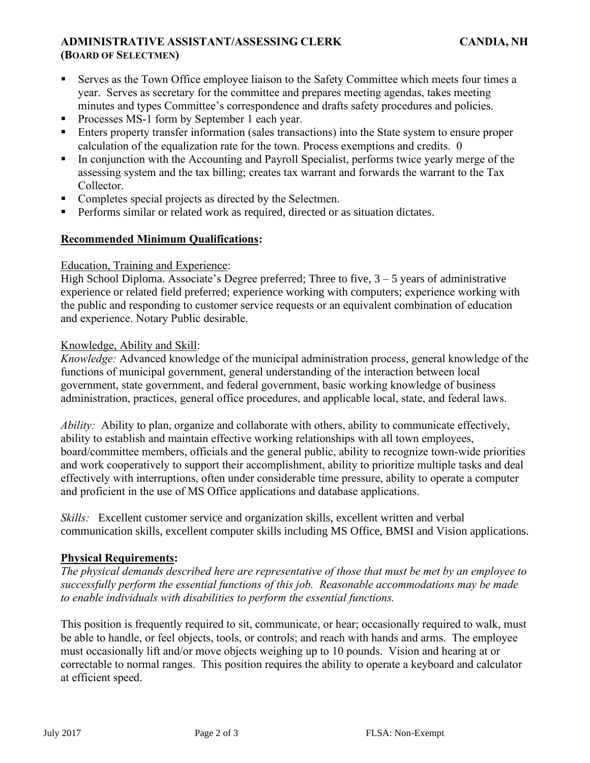- Serves as the Town Office employee liaison to the Safety Committee which meets four times a year. Serves as secretary for the committee and prepares meeting agendas, takes meeting minutes and types Committee's correspondence and drafts safety procedures and policies.
- Processes MS-1 form by September 1 each year.
- Enters property transfer information (sales transactions) into the State system to ensure proper calculation of the equalization rate for the town. Process exemptions and credits. 0
- In conjunction with the Accounting and Payroll Specialist, performs twice yearly merge of the assessing system and the tax billing; creates tax warrant and forwards the warrant to the Tax Collector.
- Completes special projects as directed by the Selectmen.
- Performs similar or related work as required, directed or as situation dictates.

## Recommended Minimum Qualifications:

Education, Training and Experience:
High School Diploma. Associate's Degree preferred; Three to five, 3 – 5 years of administrative experience or related field preferred; experience working with computers; experience working with the public and responding to customer service requests or an equivalent combination of education and experience. Notary Public desirable.

Knowledge, Ability and Skill:
*Knowledge:* Advanced knowledge of the municipal administration process, general knowledge of the functions of municipal government, general understanding of the interaction between local government, state government, and federal government, basic working knowledge of business administration, practices, general office procedures, and applicable local, state, and federal laws.

*Ability:* Ability to plan, organize and collaborate with others, ability to communicate effectively, ability to establish and maintain effective working relationships with all town employees, board/committee members, officials and the general public, ability to recognize town-wide priorities and work cooperatively to support their accomplishment, ability to prioritize multiple tasks and deal effectively with interruptions, often under considerable time pressure, ability to operate a computer and proficient in the use of MS Office applications and database applications.

*Skills:* Excellent customer service and organization skills, excellent written and verbal communication skills, excellent computer skills including MS Office, BMSI and Vision applications.

## Physical Requirements:

*The physical demands described here are representative of those that must be met by an employee to successfully perform the essential functions of this job. Reasonable accommodations may be made to enable individuals with disabilities to perform the essential functions.*

This position is frequently required to sit, communicate, or hear; occasionally required to walk, must be able to handle, or feel objects, tools, or controls; and reach with hands and arms. The employee must occasionally lift and/or move objects weighing up to 10 pounds. Vision and hearing at or correctable to normal ranges. This position requires the ability to operate a keyboard and calculator at efficient speed.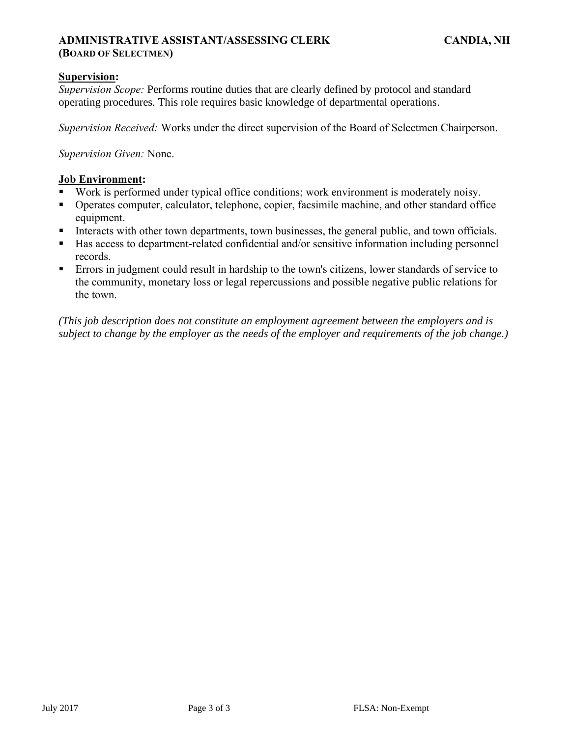**Supervision:**

*Supervision Scope:* Performs routine duties that are clearly defined by protocol and standard operating procedures. This role requires basic knowledge of departmental operations.

*Supervision Received:* Works under the direct supervision of the Board of Selectmen Chairperson.

*Supervision Given:* None.

**Job Environment:**

- Work is performed under typical office conditions; work environment is moderately noisy.
- Operates computer, calculator, telephone, copier, facsimile machine, and other standard office equipment.
- Interacts with other town departments, town businesses, the general public, and town officials.
- Has access to department-related confidential and/or sensitive information including personnel records.
- Errors in judgment could result in hardship to the town's citizens, lower standards of service to the community, monetary loss or legal repercussions and possible negative public relations for the town.

*(This job description does not constitute an employment agreement between the employers and is subject to change by the employer as the needs of the employer and requirements of the job change.)*